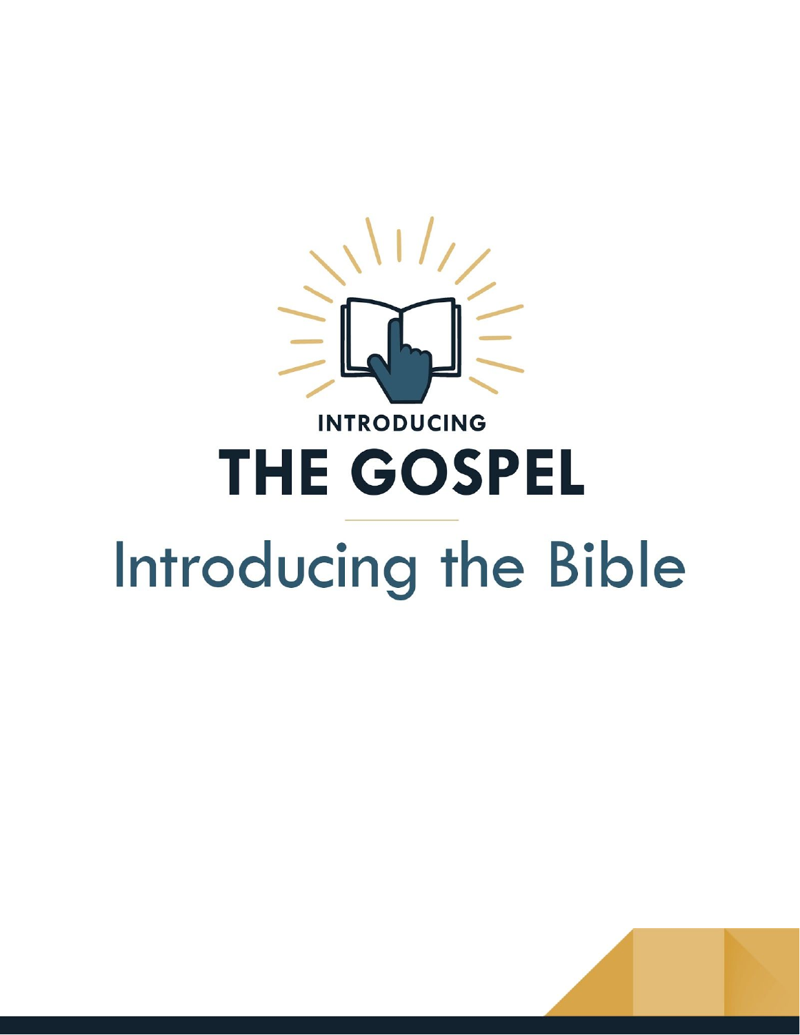INTRODUCING

# THE GOSPEL

## Introducing the Bible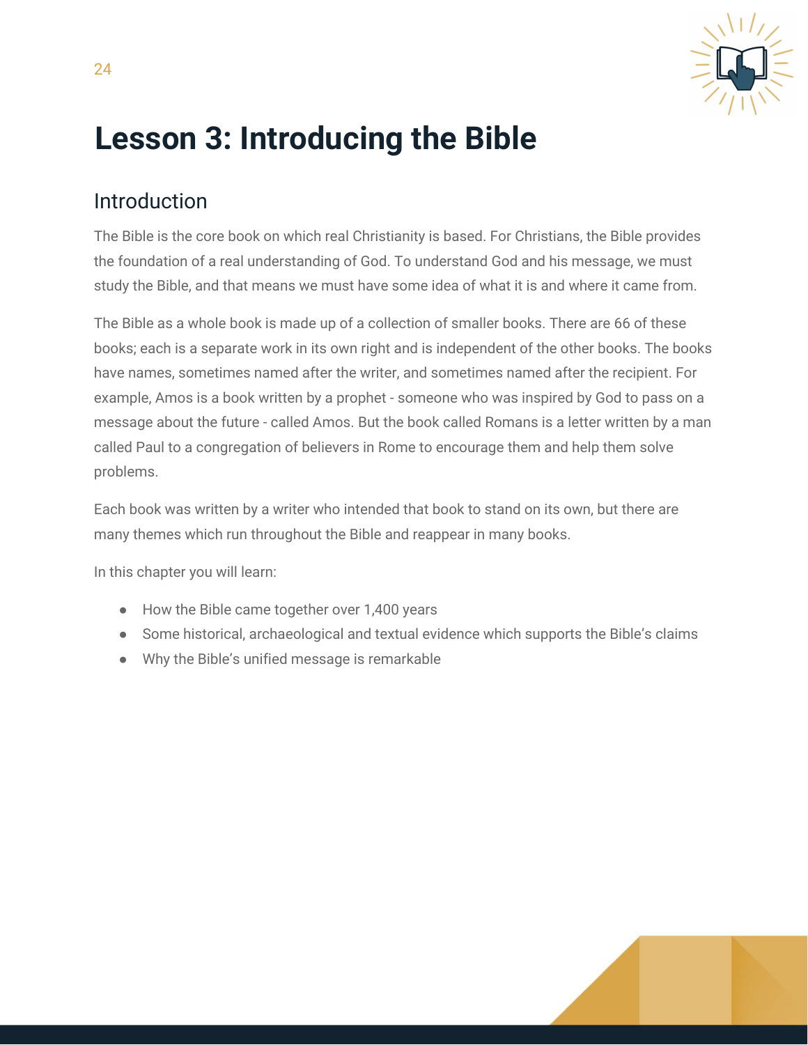# Lesson 3: Introducing the Bible

## Introduction

The Bible is the core book on which real Christianity is based. For Christians, the Bible provides the foundation of a real understanding of God. To understand God and his message, we must study the Bible, and that means we must have some idea of what it is and where it came from.

The Bible as a whole book is made up of a collection of smaller books. There are 66 of these books; each is a separate work in its own right and is independent of the other books. The books have names, sometimes named after the writer, and sometimes named after the recipient. For example, Amos is a book written by a prophet - someone who was inspired by God to pass on a message about the future - called Amos. But the book called Romans is a letter written by a man called Paul to a congregation of believers in Rome to encourage them and help them solve problems.

Each book was written by a writer who intended that book to stand on its own, but there are many themes which run throughout the Bible and reappear in many books.

In this chapter you will learn:

- How the Bible came together over 1,400 years
- Some historical, archaeological and textual evidence which supports the Bible's claims
- Why the Bible's unified message is remarkable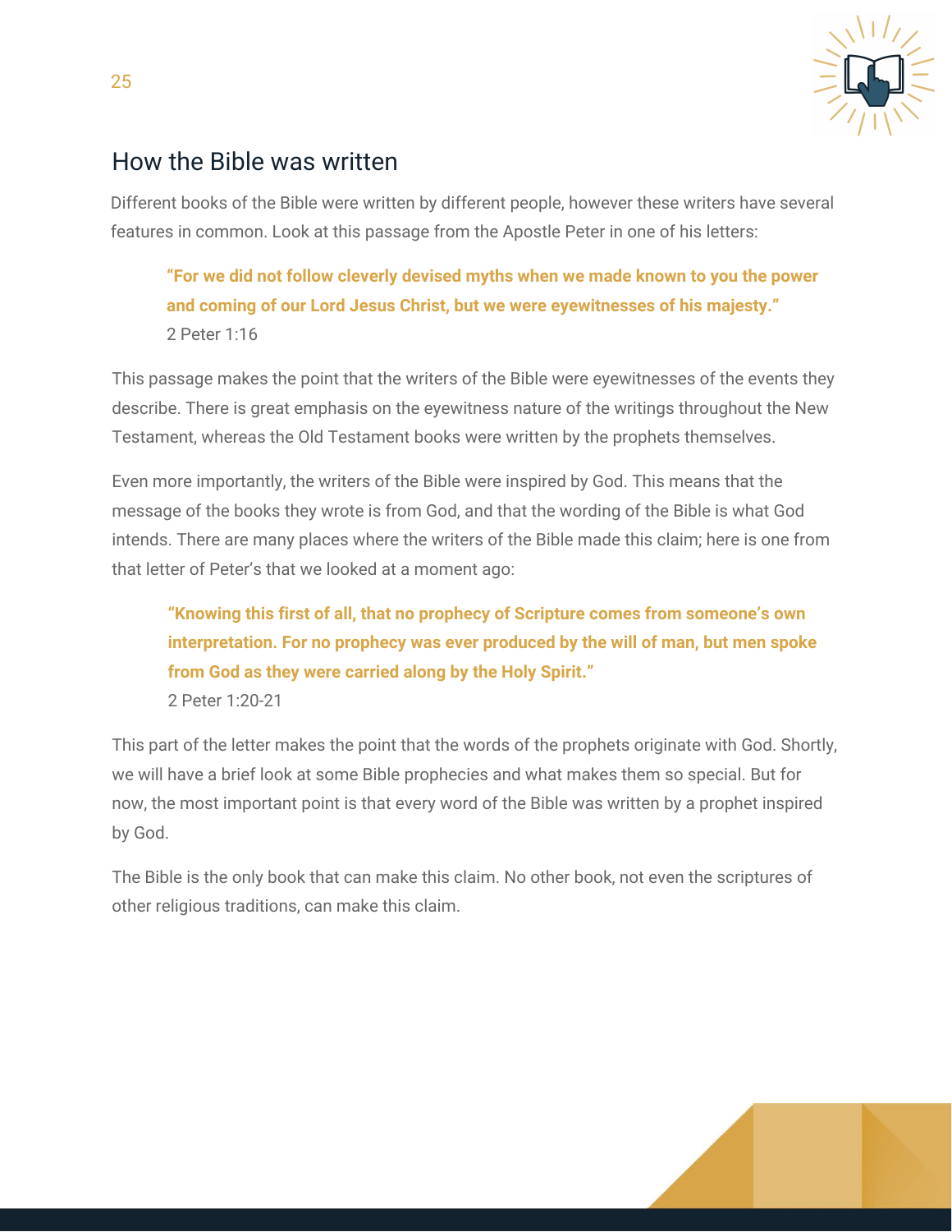## How the Bible was written

Different books of the Bible were written by different people, however these writers have several features in common. Look at this passage from the Apostle Peter in one of his letters:

> **"For we did not follow cleverly devised myths when we made known to you the power and coming of our Lord Jesus Christ, but we were eyewitnesses of his majesty."**
> 2 Peter 1:16

This passage makes the point that the writers of the Bible were eyewitnesses of the events they describe. There is great emphasis on the eyewitness nature of the writings throughout the New Testament, whereas the Old Testament books were written by the prophets themselves.

Even more importantly, the writers of the Bible were inspired by God. This means that the message of the books they wrote is from God, and that the wording of the Bible is what God intends. There are many places where the writers of the Bible made this claim; here is one from that letter of Peter's that we looked at a moment ago:

> **"Knowing this first of all, that no prophecy of Scripture comes from someone's own interpretation. For no prophecy was ever produced by the will of man, but men spoke from God as they were carried along by the Holy Spirit."**
> 2 Peter 1:20-21

This part of the letter makes the point that the words of the prophets originate with God. Shortly, we will have a brief look at some Bible prophecies and what makes them so special. But for now, the most important point is that every word of the Bible was written by a prophet inspired by God.

The Bible is the only book that can make this claim. No other book, not even the scriptures of other religious traditions, can make this claim.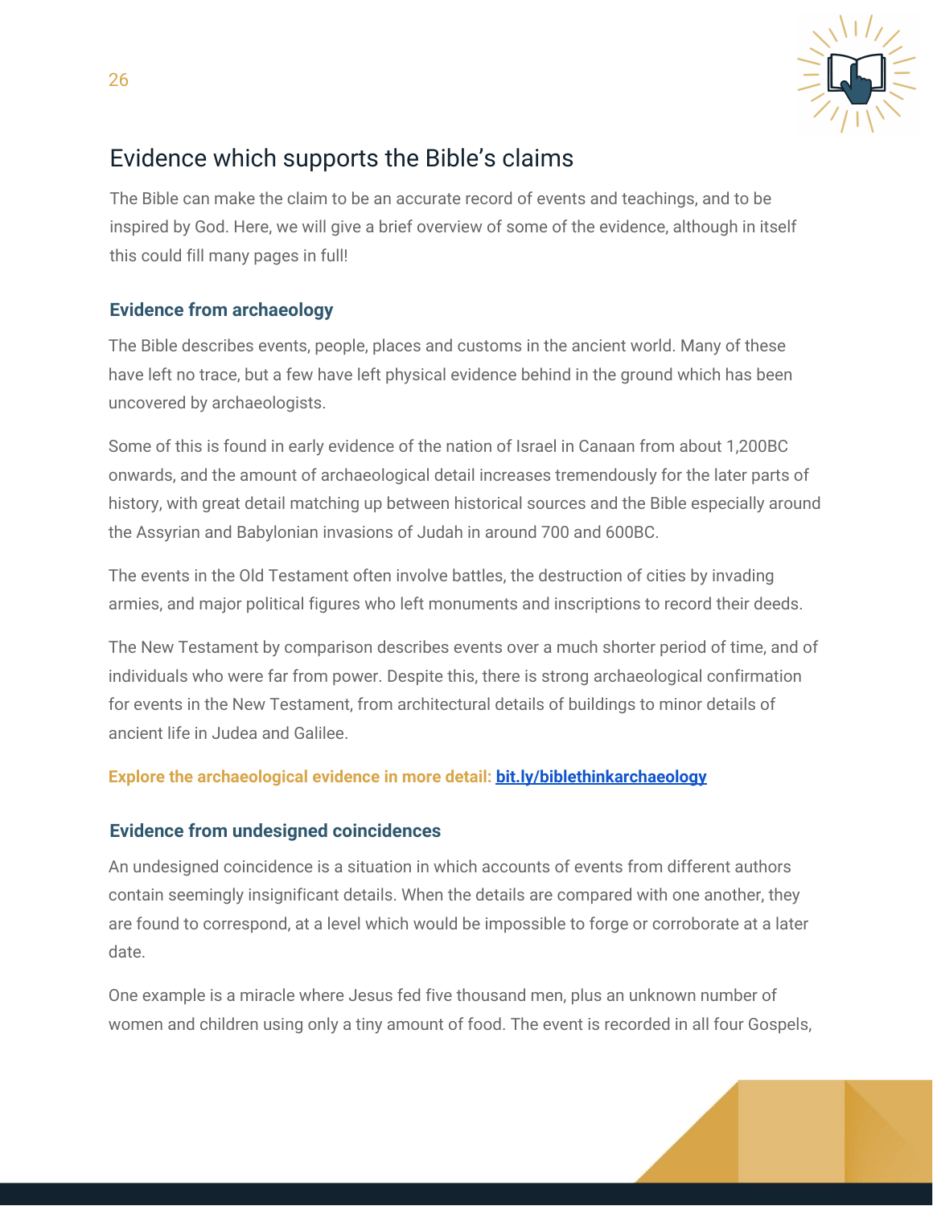## Evidence which supports the Bible's claims

The Bible can make the claim to be an accurate record of events and teachings, and to be inspired by God. Here, we will give a brief overview of some of the evidence, although in itself this could fill many pages in full!

### Evidence from archaeology

The Bible describes events, people, places and customs in the ancient world. Many of these have left no trace, but a few have left physical evidence behind in the ground which has been uncovered by archaeologists.

Some of this is found in early evidence of the nation of Israel in Canaan from about 1,200BC onwards, and the amount of archaeological detail increases tremendously for the later parts of history, with great detail matching up between historical sources and the Bible especially around the Assyrian and Babylonian invasions of Judah in around 700 and 600BC.

The events in the Old Testament often involve battles, the destruction of cities by invading armies, and major political figures who left monuments and inscriptions to record their deeds.

The New Testament by comparison describes events over a much shorter period of time, and of individuals who were far from power. Despite this, there is strong archaeological confirmation for events in the New Testament, from architectural details of buildings to minor details of ancient life in Judea and Galilee.

**Explore the archaeological evidence in more detail:** [bit.ly/biblethinkarchaeology](bit.ly/biblethinkarchaeology)

### Evidence from undesigned coincidences

An undesigned coincidence is a situation in which accounts of events from different authors contain seemingly insignificant details. When the details are compared with one another, they are found to correspond, at a level which would be impossible to forge or corroborate at a later date.

One example is a miracle where Jesus fed five thousand men, plus an unknown number of women and children using only a tiny amount of food. The event is recorded in all four Gospels,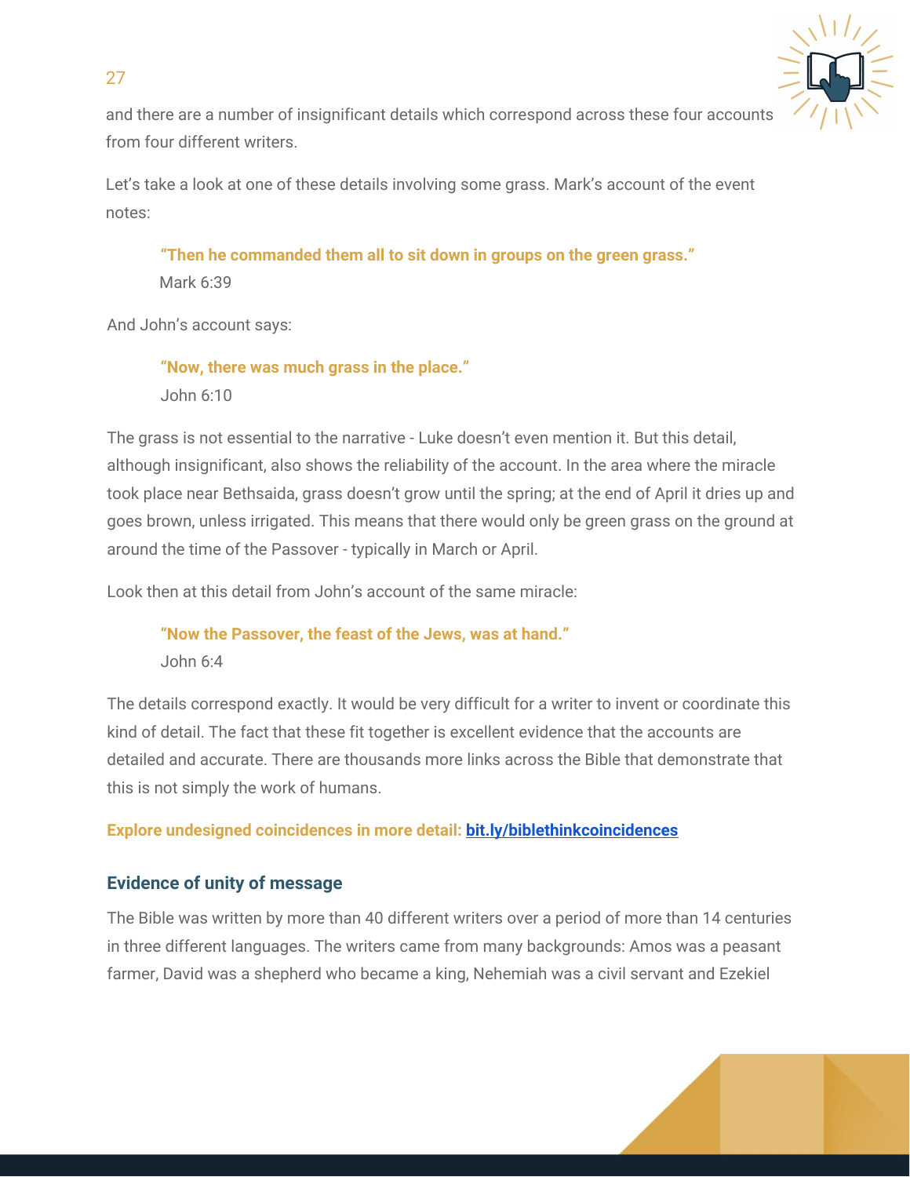and there are a number of insignificant details which correspond across these four accounts from four different writers.

Let's take a look at one of these details involving some grass. Mark's account of the event notes:

> **"Then he commanded them all to sit down in groups on the green grass."**
> Mark 6:39

And John's account says:

> **"Now, there was much grass in the place."**
> John 6:10

The grass is not essential to the narrative - Luke doesn't even mention it. But this detail, although insignificant, also shows the reliability of the account. In the area where the miracle took place near Bethsaida, grass doesn't grow until the spring; at the end of April it dries up and goes brown, unless irrigated. This means that there would only be green grass on the ground at around the time of the Passover - typically in March or April.

Look then at this detail from John's account of the same miracle:

> **"Now the Passover, the feast of the Jews, was at hand."**
> John 6:4

The details correspond exactly. It would be very difficult for a writer to invent or coordinate this kind of detail. The fact that these fit together is excellent evidence that the accounts are detailed and accurate. There are thousands more links across the Bible that demonstrate that this is not simply the work of humans.

**Explore undesigned coincidences in more detail: [bit.ly/biblethinkcoincidences](bit.ly/biblethinkcoincidences)**

### Evidence of unity of message

The Bible was written by more than 40 different writers over a period of more than 14 centuries in three different languages. The writers came from many backgrounds: Amos was a peasant farmer, David was a shepherd who became a king, Nehemiah was a civil servant and Ezekiel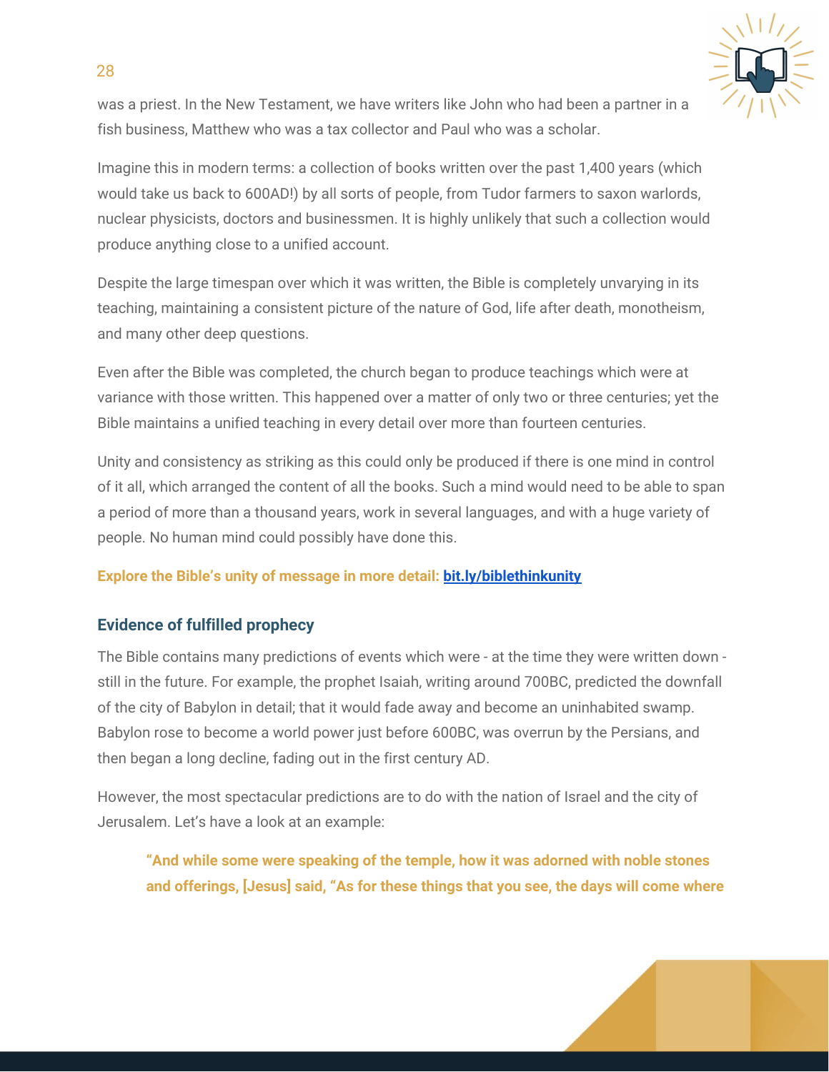was a priest. In the New Testament, we have writers like John who had been a partner in a fish business, Matthew who was a tax collector and Paul who was a scholar.

Imagine this in modern terms: a collection of books written over the past 1,400 years (which would take us back to 600AD!) by all sorts of people, from Tudor farmers to saxon warlords, nuclear physicists, doctors and businessmen. It is highly unlikely that such a collection would produce anything close to a unified account.

Despite the large timespan over which it was written, the Bible is completely unvarying in its teaching, maintaining a consistent picture of the nature of God, life after death, monotheism, and many other deep questions.

Even after the Bible was completed, the church began to produce teachings which were at variance with those written. This happened over a matter of only two or three centuries; yet the Bible maintains a unified teaching in every detail over more than fourteen centuries.

Unity and consistency as striking as this could only be produced if there is one mind in control of it all, which arranged the content of all the books. Such a mind would need to be able to span a period of more than a thousand years, work in several languages, and with a huge variety of people. No human mind could possibly have done this.

**Explore the Bible's unity of message in more detail: bit.ly/biblethinkunity**

### Evidence of fulfilled prophecy

The Bible contains many predictions of events which were - at the time they were written down - still in the future. For example, the prophet Isaiah, writing around 700BC, predicted the downfall of the city of Babylon in detail; that it would fade away and become an uninhabited swamp. Babylon rose to become a world power just before 600BC, was overrun by the Persians, and then began a long decline, fading out in the first century AD.

However, the most spectacular predictions are to do with the nation of Israel and the city of Jerusalem. Let's have a look at an example:

> **"And while some were speaking of the temple, how it was adorned with noble stones and offerings, [Jesus] said, "As for these things that you see, the days will come where**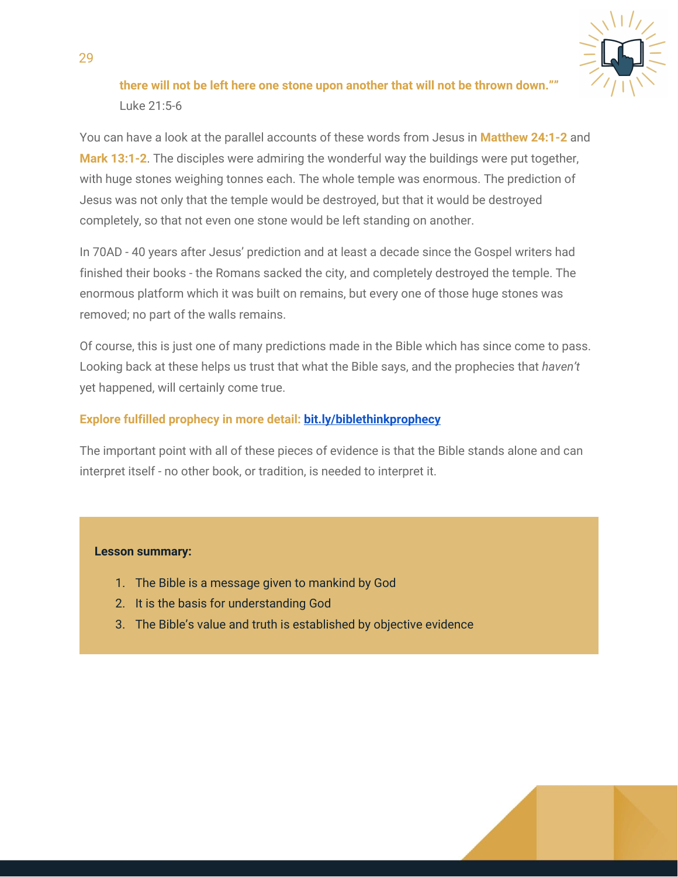> **there will not be left here one stone upon another that will not be thrown down.""**
> Luke 21:5-6

You can have a look at the parallel accounts of these words from Jesus in **Matthew 24:1-2** and **Mark 13:1-2**. The disciples were admiring the wonderful way the buildings were put together, with huge stones weighing tonnes each. The whole temple was enormous. The prediction of Jesus was not only that the temple would be destroyed, but that it would be destroyed completely, so that not even one stone would be left standing on another.

In 70AD - 40 years after Jesus' prediction and at least a decade since the Gospel writers had finished their books - the Romans sacked the city, and completely destroyed the temple. The enormous platform which it was built on remains, but every one of those huge stones was removed; no part of the walls remains.

Of course, this is just one of many predictions made in the Bible which has since come to pass. Looking back at these helps us trust that what the Bible says, and the prophecies that *haven't* yet happened, will certainly come true.

**Explore fulfilled prophecy in more detail:** [bit.ly/biblethinkprophecy](bit.ly/biblethinkprophecy)

The important point with all of these pieces of evidence is that the Bible stands alone and can interpret itself - no other book, or tradition, is needed to interpret it.

**Lesson summary:**

1. The Bible is a message given to mankind by God
2. It is the basis for understanding God
3. The Bible's value and truth is established by objective evidence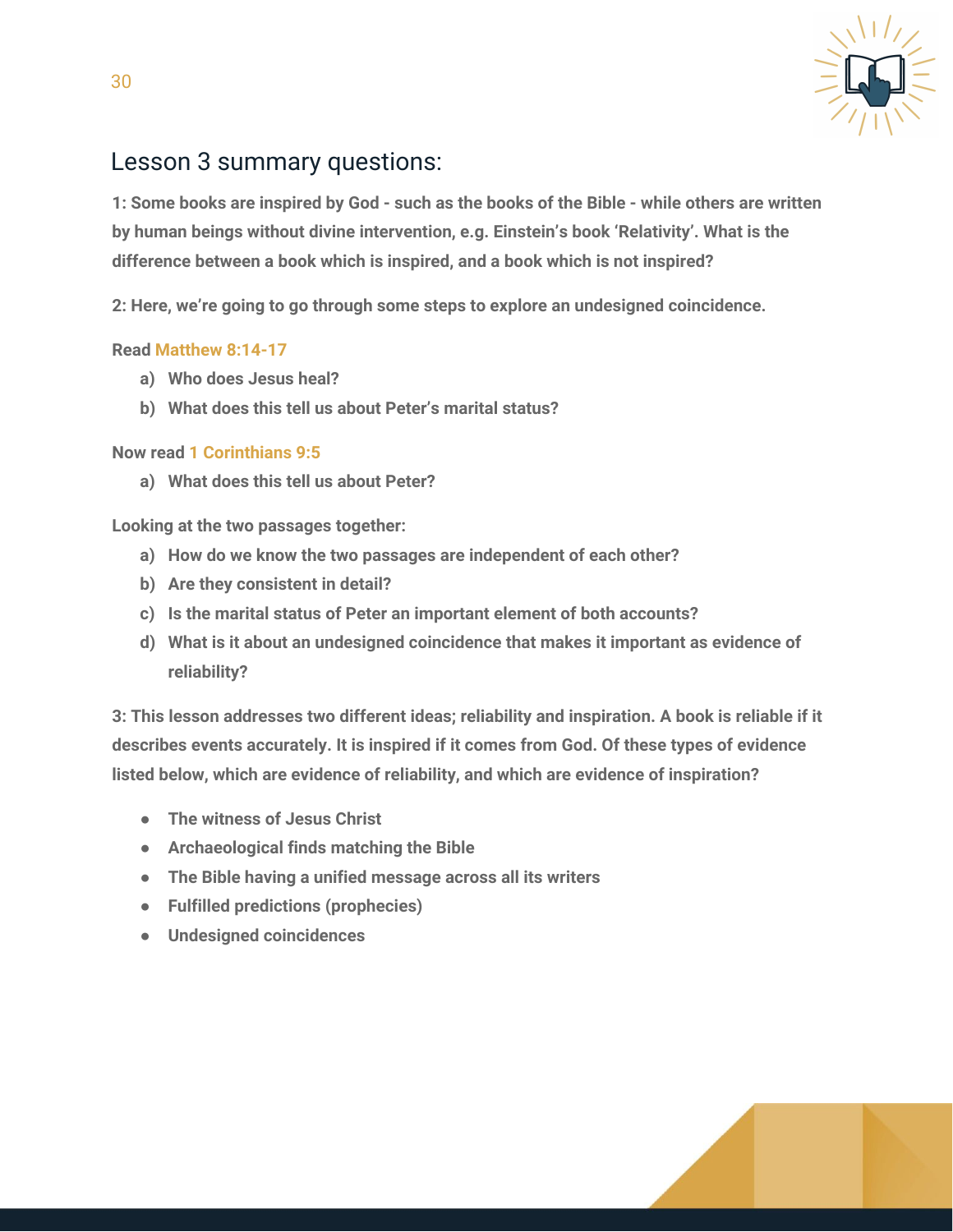## Lesson 3 summary questions:

**1: Some books are inspired by God - such as the books of the Bible - while others are written by human beings without divine intervention, e.g. Einstein's book 'Relativity'. What is the difference between a book which is inspired, and a book which is not inspired?**

**2: Here, we're going to go through some steps to explore an undesigned coincidence.**

**Read Matthew 8:14-17**

a) **Who does Jesus heal?**
b) **What does this tell us about Peter's marital status?**

**Now read 1 Corinthians 9:5**

a) **What does this tell us about Peter?**

**Looking at the two passages together:**

a) **How do we know the two passages are independent of each other?**
b) **Are they consistent in detail?**
c) **Is the marital status of Peter an important element of both accounts?**
d) **What is it about an undesigned coincidence that makes it important as evidence of reliability?**

**3: This lesson addresses two different ideas; reliability and inspiration. A book is reliable if it describes events accurately. It is inspired if it comes from God. Of these types of evidence listed below, which are evidence of reliability, and which are evidence of inspiration?**

- **The witness of Jesus Christ**
- **Archaeological finds matching the Bible**
- **The Bible having a unified message across all its writers**
- **Fulfilled predictions (prophecies)**
- **Undesigned coincidences**